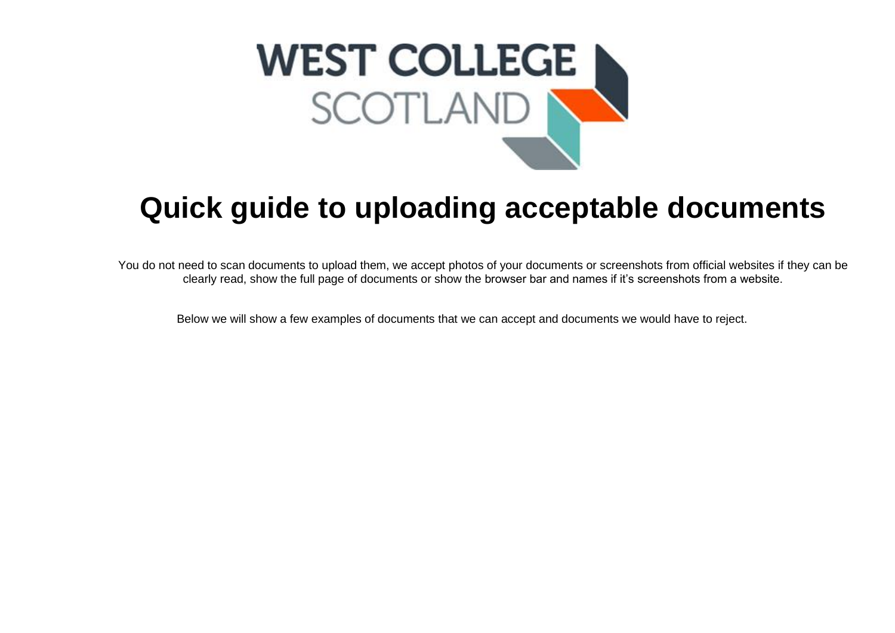# Quick guide to uploading acceptable documents

You do not need to scan documents to upload them, we accept photos of your documents or screenshots from official websites if they can be clearly read, show the full page of documents or show the browser bar and names if it's screenshots from a website.

Below we will show a few examples of documents that we can accept and documents we would have to reject.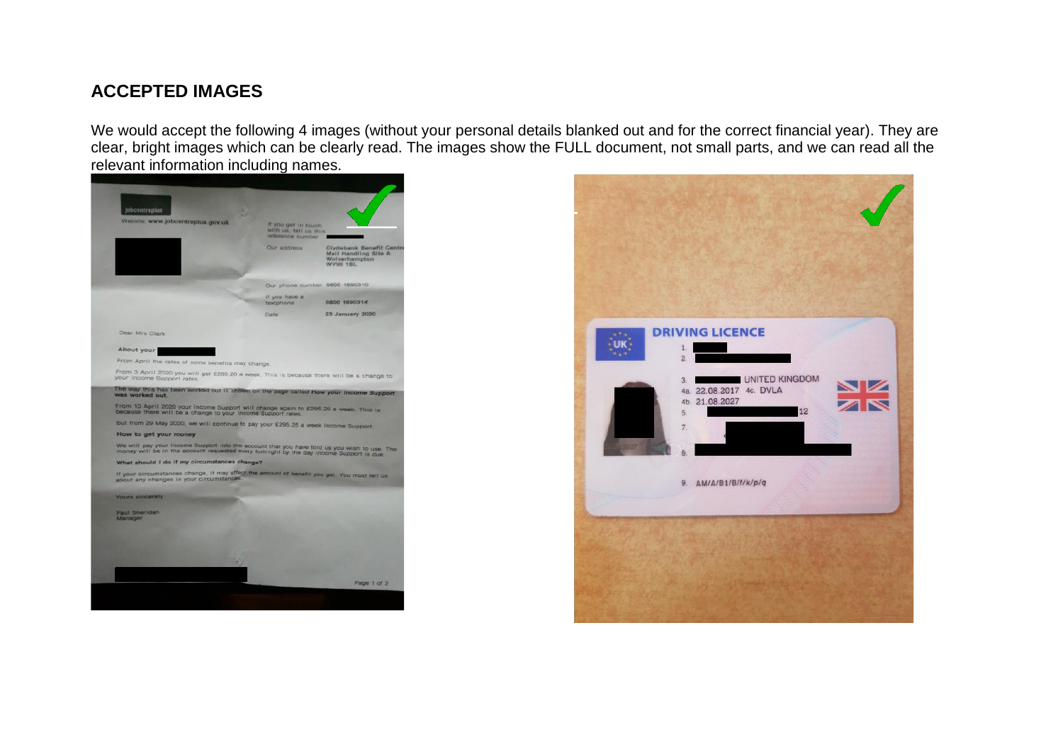## ACCEPTED IMAGES

We would accept the following 4 images (without your personal details blanked out and for the correct financial year). They are clear, bright images which can be clearly read. The images show the FULL document, not small parts, and we can read all the relevant information including names.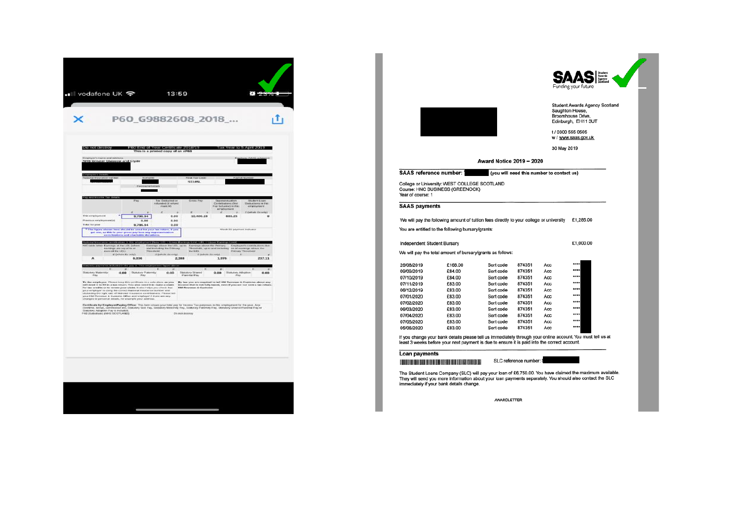vodafone UK 13:59

P60_G9882608_2018_...

Do not destroy | P60 End of Year Certificate 2018/19 | Tax Year to 5 April 2019

This is a printed copy of an eP60

Employer's name and address

NHS Greater Glasgow and Clyde

Employer's details

| National Insurance number | Surname | Final Tax Code | Payroll Number |
|---|---|---|---|
| | | S1185L | |

Pay and Income Tax details

| | Pay | Tax Deducted or refunded (if refund mark R) | Gross Pay | Superannuation Contributions (Net Pay Scheme) in this employment | Student Loan Deductions in this employment |
|---|---|---|---|---|---|
| This employment | * 9,796.94 | 0.00 | 10,400.18 | 603.23 | 0 |
| Previous employment(s) | 0.00 | 0.00 | | | |
| Total for year | 9,796.94 | 0.00 | | | |

* The figure shown here should be used for your tax return, if you get one, as this is your gross pay less any superannuation contributions and charitable donations.

National Insurance contributions in this employment

| NIC table letter | Earnings at the LEL | Earnings above the LEL, up to and including the Primary Threshold | Earnings above the Primary Threshold, up to and including the UEL | Employee's contributions due on all earnings above the Primary Threshold |
|---|---|---|---|---|
| A | 6,036 | 2,388 | 1,976 | 237.11 |

Statutory payments included in the pay 'in this employment' figure above

| Statutory Maternity Pay | Statutory Paternity Pay | Statutory Shared Parental Pay | Statutory Adoption Pay |
|---|---|---|---|
| 0.00 | 0.00 | 0.00 | 0.00 |

SAAS Student Awards Agency Scotland — Funding your future

Student Awards Agency Scotland
Saughton House,
Broomhouse Drive,
Edinburgh, EH11 3UT

t / 0300 555 0505
w / www.saas.gov.uk

30 May 2019

## Award Notice 2019 – 2020

**SAAS reference number:** (you will need this number to contact us)

College or University: WEST COLLEGE SCOTLAND
Course: HNC BUSINESS (GREENOCK)
Year of course: 1

**SAAS payments**

We will pay the following amount of tuition fees directly to your college or university £1,285.00

You are entitled to the following bursary/grants:

Independent Student Bursary £1,000.00

We will pay the total amount of bursary/grants as follows:

| Date | Amount | | Sort code | | Acc |
|---|---|---|---|---|---|
| 20/08/2019 | £168.00 | Sort code | 874351 | Acc | **** |
| 09/09/2019 | £84.00 | Sort code | 874351 | Acc | **** |
| 07/10/2019 | £84.00 | Sort code | 874351 | Acc | **** |
| 07/11/2019 | £83.00 | Sort code | 874351 | Acc | **** |
| 06/12/2019 | £83.00 | Sort code | 874351 | Acc | **** |
| 07/01/2020 | £83.00 | Sort code | 874351 | Acc | **** |
| 07/02/2020 | £83.00 | Sort code | 874351 | Acc | **** |
| 06/03/2020 | £83.00 | Sort code | 874351 | Acc | **** |
| 07/04/2020 | £83.00 | Sort code | 874351 | Acc | **** |
| 07/05/2020 | £83.00 | Sort code | 874351 | Acc | **** |
| 05/06/2020 | £83.00 | Sort code | 874351 | Acc | **** |

If you change your bank details please tell us immediately through your online account. You must tell us at least 3 weeks before your next payment is due to ensure it is paid into the correct account.

**Loan payments**

SLC reference number:

The Student Loans Company (SLC) will pay your loan of £6,750.00. You have claimed the maximum available. They will send you more information about your loan payments separately. You should also contact the SLC immediately if your bank details change.

AWARDLETTER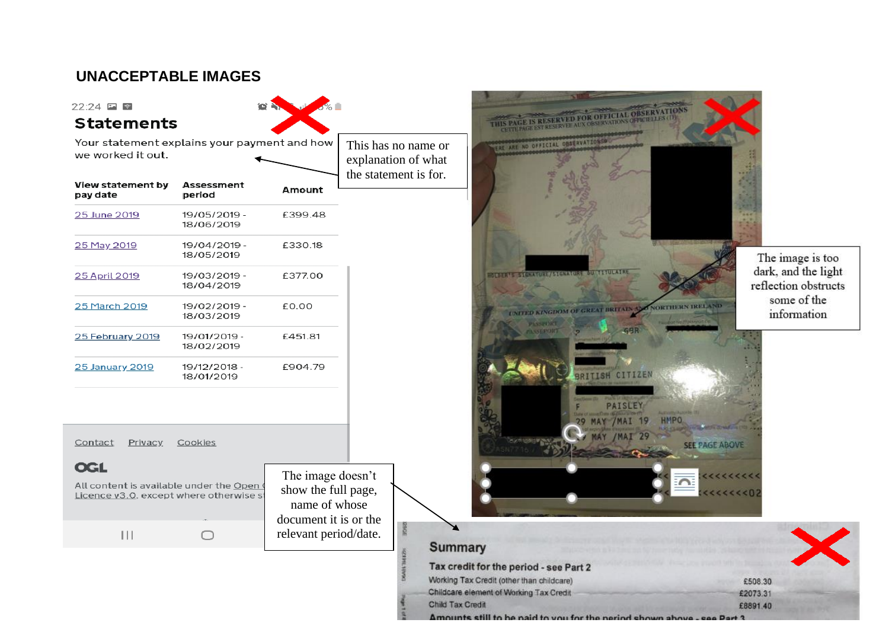## UNACCEPTABLE IMAGES

22:24

**Statements**

Your statement explains your payment and how we worked it out.

| View statement by pay date | Assessment period | Amount |
|---|---|---|
| 25 June 2019 | 19/05/2019 - 18/06/2019 | £399.48 |
| 25 May 2019 | 19/04/2019 - 18/05/2019 | £330.18 |
| 25 April 2019 | 19/03/2019 - 18/04/2019 | £377.00 |
| 25 March 2019 | 19/02/2019 - 18/03/2019 | £0.00 |
| 25 February 2019 | 19/01/2019 - 18/02/2019 | £451.81 |
| 25 January 2019 | 19/12/2018 - 18/01/2019 | £904.79 |

Contact Privacy Cookies

OGL

All content is available under the Open Licence v3.0, except where otherwise s

This has no name or explanation of what the statement is for.

The image is too dark, and the light reflection obstructs some of the information

The image doesn't show the full page, name of whose document it is or the relevant period/date.

**Summary**

**Tax credit for the period - see Part 2**

| | |
|---|---|
| Working Tax Credit (other than childcare) | £508.30 |
| Childcare element of Working Tax Credit | £2073.31 |
| Child Tax Credit | £8891.40 |

**Amounts still to be paid to you for the period shown above - see Part 3**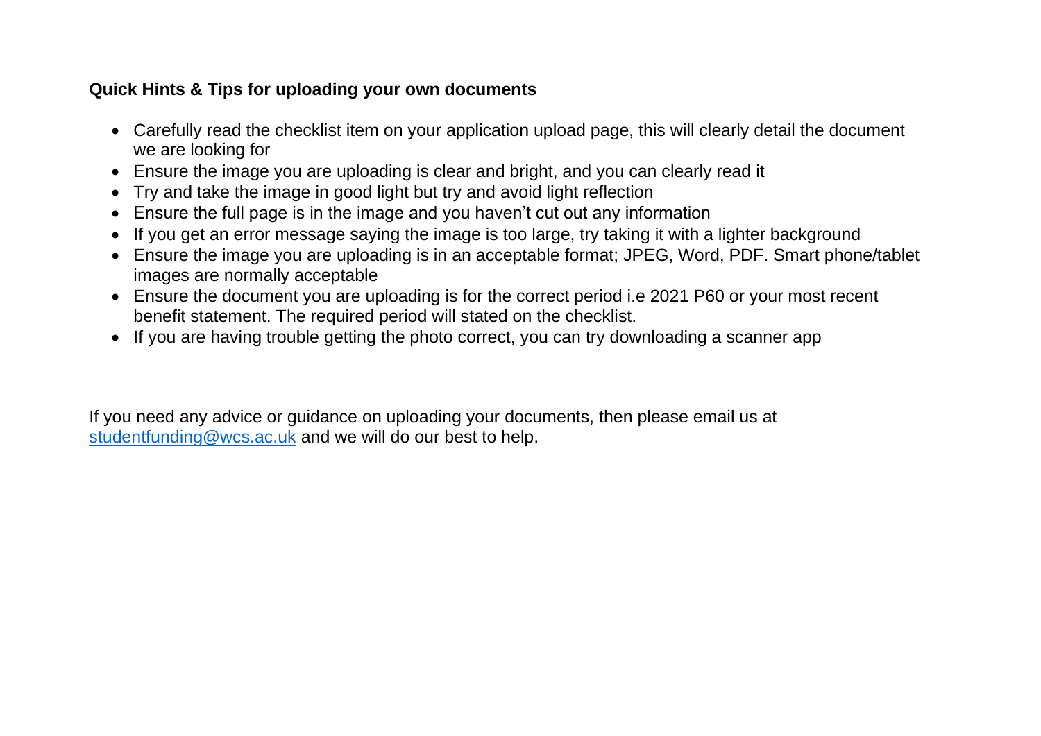**Quick Hints & Tips for uploading your own documents**

- Carefully read the checklist item on your application upload page, this will clearly detail the document we are looking for
- Ensure the image you are uploading is clear and bright, and you can clearly read it
- Try and take the image in good light but try and avoid light reflection
- Ensure the full page is in the image and you haven't cut out any information
- If you get an error message saying the image is too large, try taking it with a lighter background
- Ensure the image you are uploading is in an acceptable format; JPEG, Word, PDF. Smart phone/tablet images are normally acceptable
- Ensure the document you are uploading is for the correct period i.e 2021 P60 or your most recent benefit statement. The required period will stated on the checklist.
- If you are having trouble getting the photo correct, you can try downloading a scanner app

If you need any advice or guidance on uploading your documents, then please email us at studentfunding@wcs.ac.uk and we will do our best to help.